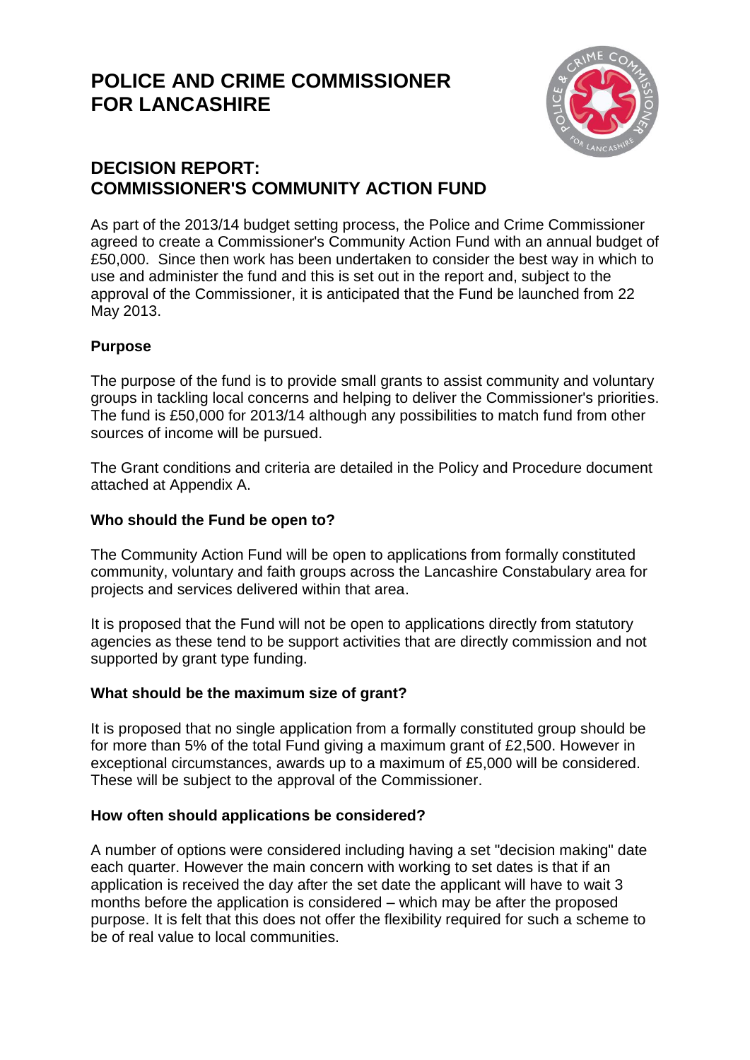# POLICE AND CRIME COMMISSIONER FOR LANCASHIRE

## DECISION REPORT: COMMISSIONER'S COMMUNITY ACTION FUND

As part of the 2013/14 budget setting process, the Police and Crime Commissioner agreed to create a Commissioner's Community Action Fund with an annual budget of £50,000. Since then work has been undertaken to consider the best way in which to use and administer the fund and this is set out in the report and, subject to the approval of the Commissioner, it is anticipated that the Fund be launched from 22 May 2013.

### Purpose

The purpose of the fund is to provide small grants to assist community and voluntary groups in tackling local concerns and helping to deliver the Commissioner's priorities. The fund is £50,000 for 2013/14 although any possibilities to match fund from other sources of income will be pursued.

The Grant conditions and criteria are detailed in the Policy and Procedure document attached at Appendix A.

### Who should the Fund be open to?

The Community Action Fund will be open to applications from formally constituted community, voluntary and faith groups across the Lancashire Constabulary area for projects and services delivered within that area.

It is proposed that the Fund will not be open to applications directly from statutory agencies as these tend to be support activities that are directly commission and not supported by grant type funding.

### What should be the maximum size of grant?

It is proposed that no single application from a formally constituted group should be for more than 5% of the total Fund giving a maximum grant of £2,500. However in exceptional circumstances, awards up to a maximum of £5,000 will be considered. These will be subject to the approval of the Commissioner.

### How often should applications be considered?

A number of options were considered including having a set "decision making" date each quarter. However the main concern with working to set dates is that if an application is received the day after the set date the applicant will have to wait 3 months before the application is considered – which may be after the proposed purpose. It is felt that this does not offer the flexibility required for such a scheme to be of real value to local communities.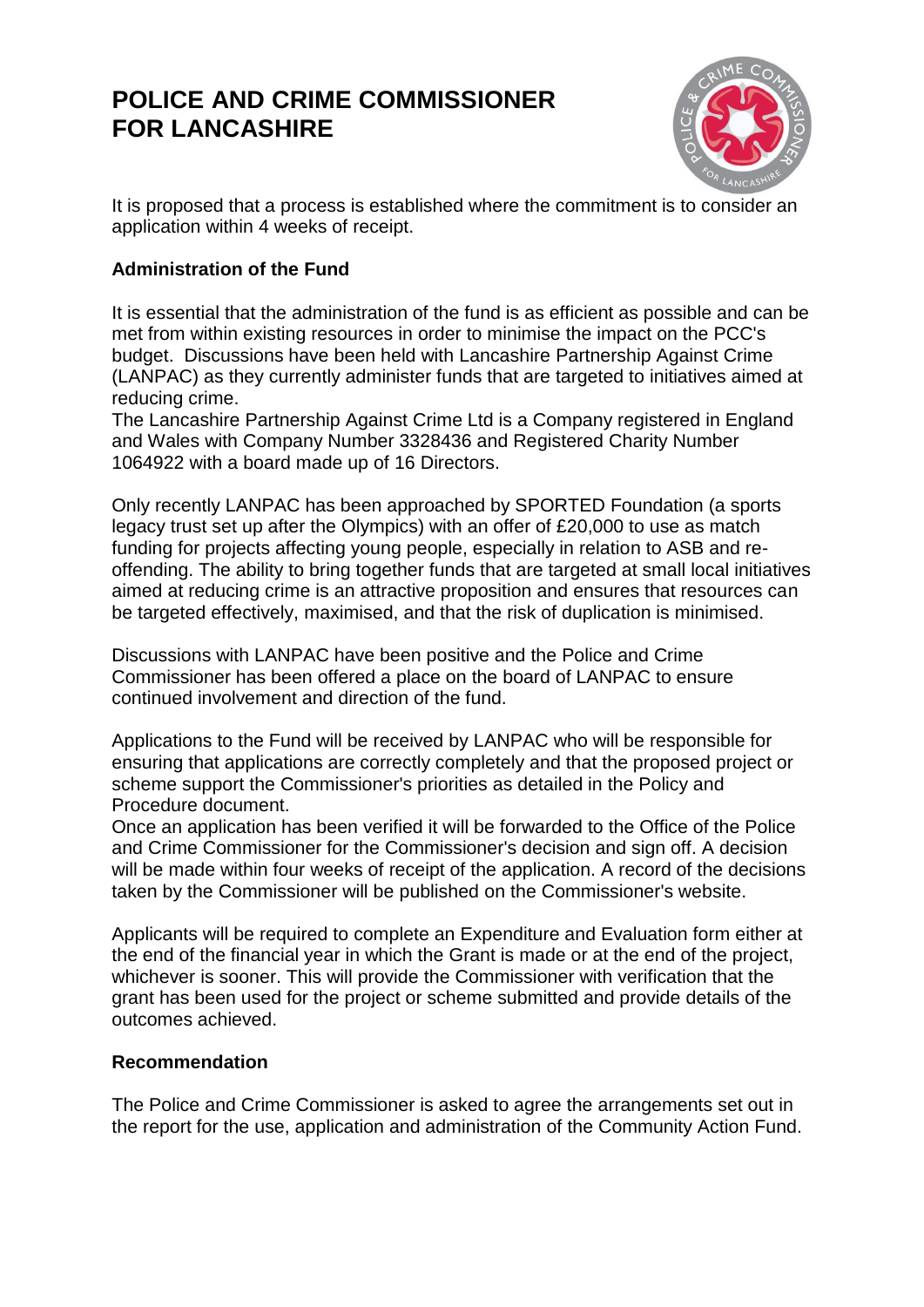# POLICE AND CRIME COMMISSIONER FOR LANCASHIRE

It is proposed that a process is established where the commitment is to consider an application within 4 weeks of receipt.

**Administration of the Fund**

It is essential that the administration of the fund is as efficient as possible and can be met from within existing resources in order to minimise the impact on the PCC's budget. Discussions have been held with Lancashire Partnership Against Crime (LANPAC) as they currently administer funds that are targeted to initiatives aimed at reducing crime.
The Lancashire Partnership Against Crime Ltd is a Company registered in England and Wales with Company Number 3328436 and Registered Charity Number 1064922 with a board made up of 16 Directors.

Only recently LANPAC has been approached by SPORTED Foundation (a sports legacy trust set up after the Olympics) with an offer of £20,000 to use as match funding for projects affecting young people, especially in relation to ASB and re-offending. The ability to bring together funds that are targeted at small local initiatives aimed at reducing crime is an attractive proposition and ensures that resources can be targeted effectively, maximised, and that the risk of duplication is minimised.

Discussions with LANPAC have been positive and the Police and Crime Commissioner has been offered a place on the board of LANPAC to ensure continued involvement and direction of the fund.

Applications to the Fund will be received by LANPAC who will be responsible for ensuring that applications are correctly completely and that the proposed project or scheme support the Commissioner's priorities as detailed in the Policy and Procedure document.
Once an application has been verified it will be forwarded to the Office of the Police and Crime Commissioner for the Commissioner's decision and sign off. A decision will be made within four weeks of receipt of the application. A record of the decisions taken by the Commissioner will be published on the Commissioner's website.

Applicants will be required to complete an Expenditure and Evaluation form either at the end of the financial year in which the Grant is made or at the end of the project, whichever is sooner. This will provide the Commissioner with verification that the grant has been used for the project or scheme submitted and provide details of the outcomes achieved.

**Recommendation**

The Police and Crime Commissioner is asked to agree the arrangements set out in the report for the use, application and administration of the Community Action Fund.